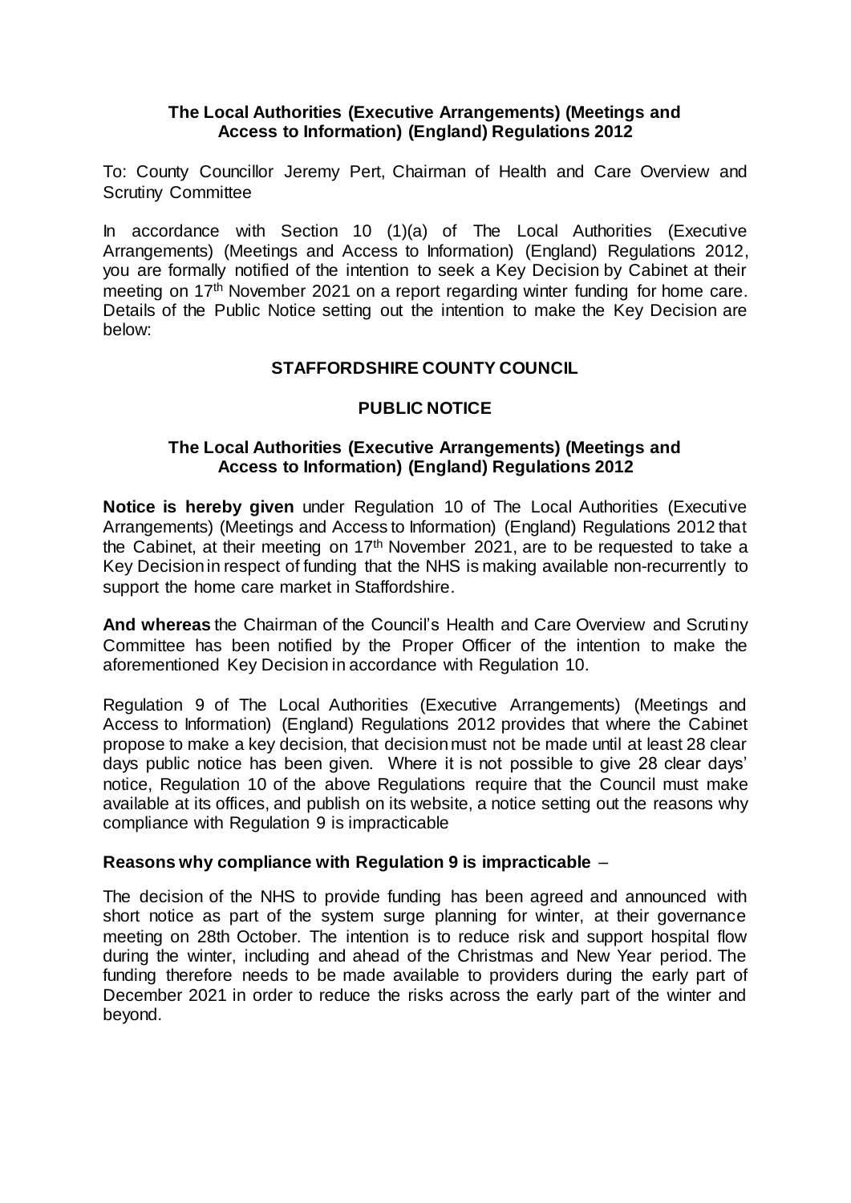**The Local Authorities (Executive Arrangements) (Meetings and Access to Information) (England) Regulations 2012**

To: County Councillor Jeremy Pert, Chairman of Health and Care Overview and Scrutiny Committee

In accordance with Section 10 (1)(a) of The Local Authorities (Executive Arrangements) (Meetings and Access to Information) (England) Regulations 2012, you are formally notified of the intention to seek a Key Decision by Cabinet at their meeting on 17th November 2021 on a report regarding winter funding for home care. Details of the Public Notice setting out the intention to make the Key Decision are below:

**STAFFORDSHIRE COUNTY COUNCIL**

**PUBLIC NOTICE**

**The Local Authorities (Executive Arrangements) (Meetings and Access to Information) (England) Regulations 2012**

**Notice is hereby given** under Regulation 10 of The Local Authorities (Executive Arrangements) (Meetings and Access to Information) (England) Regulations 2012 that the Cabinet, at their meeting on 17th November 2021, are to be requested to take a Key Decision in respect of funding that the NHS is making available non-recurrently to support the home care market in Staffordshire.

**And whereas** the Chairman of the Council's Health and Care Overview and Scrutiny Committee has been notified by the Proper Officer of the intention to make the aforementioned Key Decision in accordance with Regulation 10.

Regulation 9 of The Local Authorities (Executive Arrangements) (Meetings and Access to Information) (England) Regulations 2012 provides that where the Cabinet propose to make a key decision, that decision must not be made until at least 28 clear days public notice has been given. Where it is not possible to give 28 clear days' notice, Regulation 10 of the above Regulations require that the Council must make available at its offices, and publish on its website, a notice setting out the reasons why compliance with Regulation 9 is impracticable

**Reasons why compliance with Regulation 9 is impracticable** –

The decision of the NHS to provide funding has been agreed and announced with short notice as part of the system surge planning for winter, at their governance meeting on 28th October. The intention is to reduce risk and support hospital flow during the winter, including and ahead of the Christmas and New Year period. The funding therefore needs to be made available to providers during the early part of December 2021 in order to reduce the risks across the early part of the winter and beyond.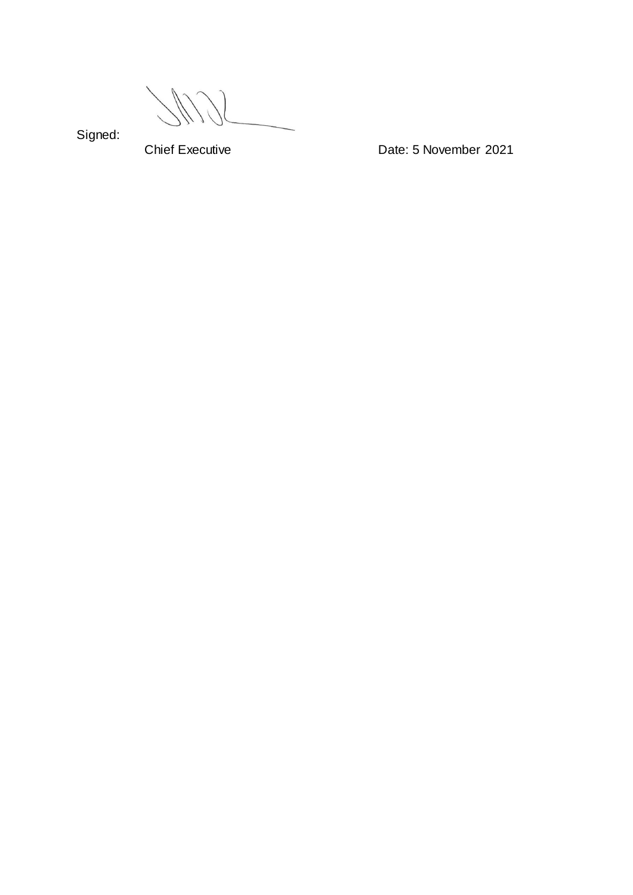Signed:

Chief Executive Date: 5 November 2021